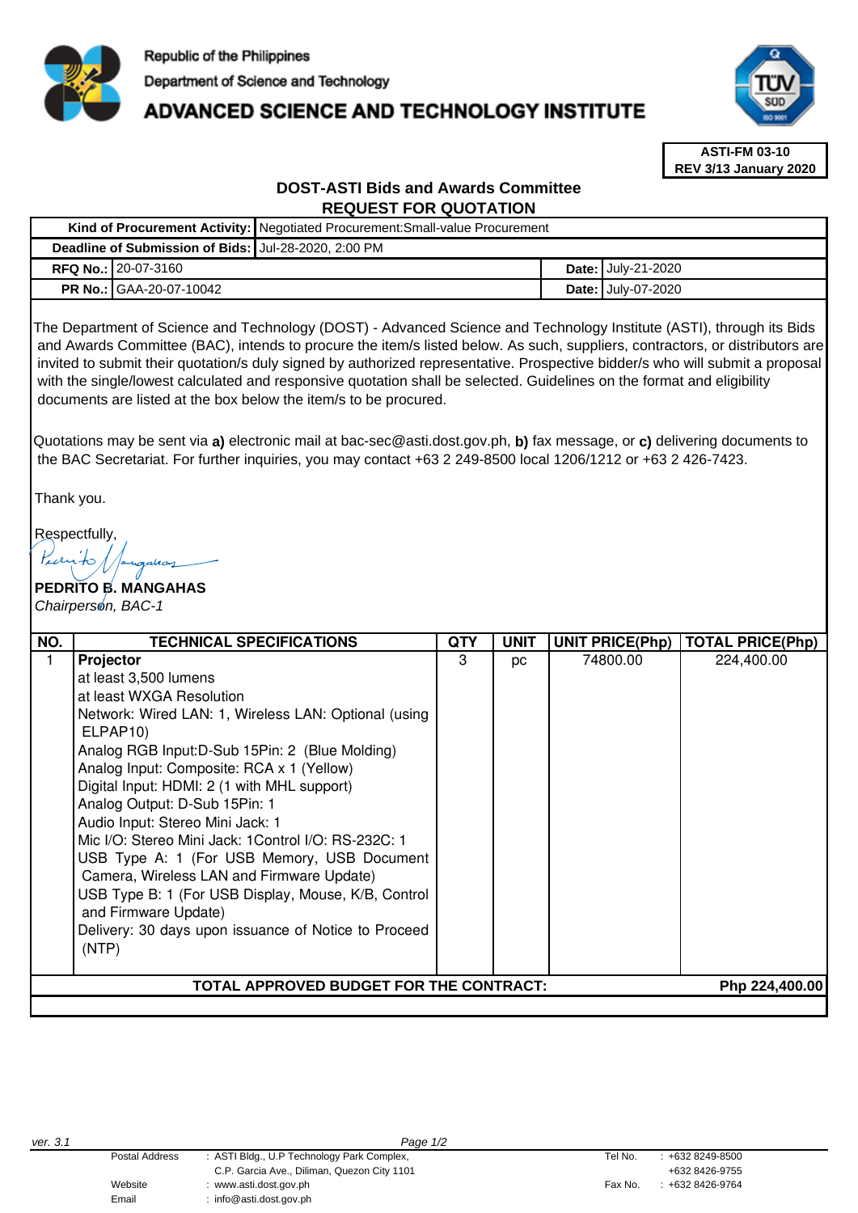Republic of the Philippines
Department of Science and Technology
# ADVANCED SCIENCE AND TECHNOLOGY INSTITUTE

**ASTI-FM 03-10**
**REV 3/13 January 2020**

## DOST-ASTI Bids and Awards Committee
## REQUEST FOR QUOTATION

| | | | |
|---|---|---|---|
| **Kind of Procurement Activity:** | Negotiated Procurement:Small-value Procurement | | |
| **Deadline of Submission of Bids:** | Jul-28-2020, 2:00 PM | | |
| **RFQ No.:** | 20-07-3160 | **Date:** | July-21-2020 |
| **PR No.:** | GAA-20-07-10042 | **Date:** | July-07-2020 |

The Department of Science and Technology (DOST) - Advanced Science and Technology Institute (ASTI), through its Bids and Awards Committee (BAC), intends to procure the item/s listed below. As such, suppliers, contractors, or distributors are invited to submit their quotation/s duly signed by authorized representative. Prospective bidder/s who will submit a proposal with the single/lowest calculated and responsive quotation shall be selected. Guidelines on the format and eligibility documents are listed at the box below the item/s to be procured.

Quotations may be sent via **a)** electronic mail at bac-sec@asti.dost.gov.ph, **b)** fax message, or **c)** delivering documents to the BAC Secretariat. For further inquiries, you may contact +63 2 249-8500 local 1206/1212 or +63 2 426-7423.

Thank you.

Respectfully,

**PEDRITO B. MANGAHAS**
*Chairperson, BAC-1*

| NO. | TECHNICAL SPECIFICATIONS | QTY | UNIT | UNIT PRICE(Php) | TOTAL PRICE(Php) |
|---|---|---|---|---|---|
| 1 | **Projector**<br>at least 3,500 lumens<br>at least WXGA Resolution<br>Network: Wired LAN: 1, Wireless LAN: Optional (using ELPAP10)<br>Analog RGB Input:D-Sub 15Pin: 2 (Blue Molding)<br>Analog Input: Composite: RCA x 1 (Yellow)<br>Digital Input: HDMI: 2 (1 with MHL support)<br>Analog Output: D-Sub 15Pin: 1<br>Audio Input: Stereo Mini Jack: 1<br>Mic I/O: Stereo Mini Jack: 1Control I/O: RS-232C: 1<br>USB Type A: 1 (For USB Memory, USB Document Camera, Wireless LAN and Firmware Update)<br>USB Type B: 1 (For USB Display, Mouse, K/B, Control and Firmware Update)<br>Delivery: 30 days upon issuance of Notice to Proceed (NTP) | 3 | pc | 74800.00 | 224,400.00 |
| | **TOTAL APPROVED BUDGET FOR THE CONTRACT:** | | | | **Php 224,400.00** |

ver. 3.1

| | | | |
|---|---|---|---|
| Postal Address | : ASTI Bldg., U.P Technology Park Complex, C.P. Garcia Ave., Diliman, Quezon City 1101 | Tel No. | : +632 8249-8500 / +632 8426-9755 |
| Website | : www.asti.dost.gov.ph | Fax No. | : +632 8426-9764 |
| Email | : info@asti.dost.gov.ph | | |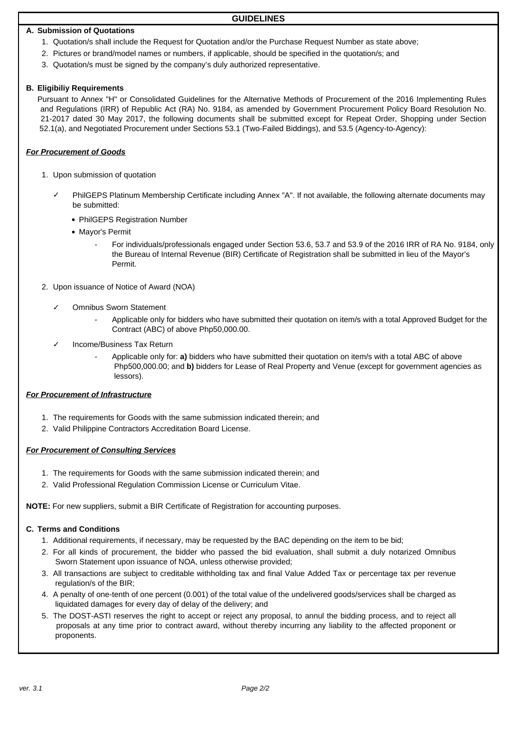## GUIDELINES

### A. Submission of Quotations

1. Quotation/s shall include the Request for Quotation and/or the Purchase Request Number as state above;
2. Pictures or brand/model names or numbers, if applicable, should be specified in the quotation/s; and
3. Quotation/s must be signed by the company's duly authorized representative.

### B. Eligibiliy Requirements

Pursuant to Annex "H" or Consolidated Guidelines for the Alternative Methods of Procurement of the 2016 Implementing Rules and Regulations (IRR) of Republic Act (RA) No. 9184, as amended by Government Procurement Policy Board Resolution No. 21-2017 dated 30 May 2017, the following documents shall be submitted except for Repeat Order, Shopping under Section 52.1(a), and Negotiated Procurement under Sections 53.1 (Two-Failed Biddings), and 53.5 (Agency-to-Agency):

***For Procurement of Goods***

1. Upon submission of quotation
   - ✓ PhilGEPS Platinum Membership Certificate including Annex "A". If not available, the following alternate documents may be submitted:
     - PhilGEPS Registration Number
     - Mayor's Permit
       - For individuals/professionals engaged under Section 53.6, 53.7 and 53.9 of the 2016 IRR of RA No. 9184, only the Bureau of Internal Revenue (BIR) Certificate of Registration shall be submitted in lieu of the Mayor's Permit.
2. Upon issuance of Notice of Award (NOA)
   - ✓ Omnibus Sworn Statement
     - Applicable only for bidders who have submitted their quotation on item/s with a total Approved Budget for the Contract (ABC) of above Php50,000.00.
   - ✓ Income/Business Tax Return
     - Applicable only for: **a)** bidders who have submitted their quotation on item/s with a total ABC of above Php500,000.00; and **b)** bidders for Lease of Real Property and Venue (except for government agencies as lessors).

***For Procurement of Infrastructure***

1. The requirements for Goods with the same submission indicated therein; and
2. Valid Philippine Contractors Accreditation Board License.

***For Procurement of Consulting Services***

1. The requirements for Goods with the same submission indicated therein; and
2. Valid Professional Regulation Commission License or Curriculum Vitae.

**NOTE:** For new suppliers, submit a BIR Certificate of Registration for accounting purposes.

### C. Terms and Conditions

1. Additional requirements, if necessary, may be requested by the BAC depending on the item to be bid;
2. For all kinds of procurement, the bidder who passed the bid evaluation, shall submit a duly notarized Omnibus Sworn Statement upon issuance of NOA, unless otherwise provided;
3. All transactions are subject to creditable withholding tax and final Value Added Tax or percentage tax per revenue regulation/s of the BIR;
4. A penalty of one-tenth of one percent (0.001) of the total value of the undelivered goods/services shall be charged as liquidated damages for every day of delay of the delivery; and
5. The DOST-ASTI reserves the right to accept or reject any proposal, to annul the bidding process, and to reject all proposals at any time prior to contract award, without thereby incurring any liability to the affected proponent or proponents.

ver. 3.1